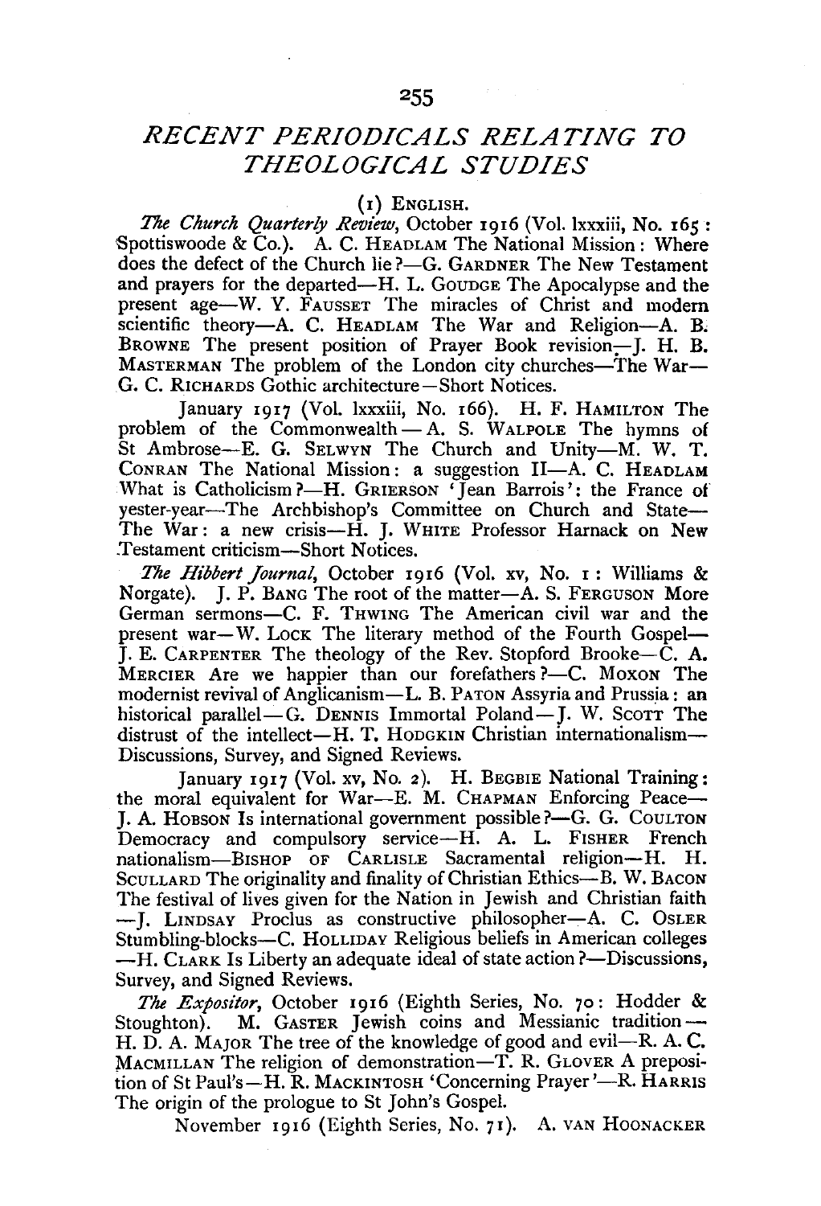# RECENT PERIODICALS RELATING TO THEOLOGICAL STUDIES

## (1) ENGLISH.

*The Church Quarterly Review*, October 1916 (Vol. lxxxiii, No. 165: Spottiswoode & Co.). A. C. HEADLAM The National Mission: Where does the defect of the Church lie?—G. GARDNER The New Testament and prayers for the departed—H. L. GOUDGE The Apocalypse and the present age—W. Y. FAUSSET The miracles of Christ and modern scientific theory—A. C. HEADLAM The War and Religion—A. B. BROWNE The present position of Prayer Book revision—J. H. B. MASTERMAN The problem of the London city churches—The War—G. C. RICHARDS Gothic architecture—Short Notices.

January 1917 (Vol. lxxxiii, No. 166). H. F. HAMILTON The problem of the Commonwealth—A. S. WALPOLE The hymns of St Ambrose—E. G. SELWYN The Church and Unity—M. W. T. CONRAN The National Mission: a suggestion II—A. C. HEADLAM What is Catholicism?—H. GRIERSON 'Jean Barrois': the France of yester-year—The Archbishop's Committee on Church and State—The War: a new crisis—H. J. WHITE Professor Harnack on New Testament criticism—Short Notices.

*The Hibbert Journal*, October 1916 (Vol. xv, No. 1: Williams & Norgate). J. P. BANG The root of the matter—A. S. FERGUSON More German sermons—C. F. THWING The American civil war and the present war—W. LOCK The literary method of the Fourth Gospel—J. E. CARPENTER The theology of the Rev. Stopford Brooke—C. A. MERCIER Are we happier than our forefathers?—C. MOXON The modernist revival of Anglicanism—L. B. PATON Assyria and Prussia: an historical parallel—G. DENNIS Immortal Poland—J. W. SCOTT The distrust of the intellect—H. T. HODGKIN Christian internationalism—Discussions, Survey, and Signed Reviews.

January 1917 (Vol. xv, No. 2). H. BEGBIE National Training: the moral equivalent for War—E. M. CHAPMAN Enforcing Peace—J. A. HOBSON Is international government possible?—G. G. COULTON Democracy and compulsory service—H. A. L. FISHER French nationalism—BISHOP OF CARLISLE Sacramental religion—H. H. SCULLARD The originality and finality of Christian Ethics—B. W. BACON The festival of lives given for the Nation in Jewish and Christian faith—J. LINDSAY Proclus as constructive philosopher—A. C. OSLER Stumbling-blocks—C. HOLLIDAY Religious beliefs in American colleges—H. CLARK Is Liberty an adequate ideal of state action?—Discussions, Survey, and Signed Reviews.

*The Expositor*, October 1916 (Eighth Series, No. 70: Hodder & Stoughton). M. GASTER Jewish coins and Messianic tradition—H. D. A. MAJOR The tree of the knowledge of good and evil—R. A. C. MACMILLAN The religion of demonstration—T. R. GLOVER A preposition of St Paul's—H. R. MACKINTOSH 'Concerning Prayer'—R. HARRIS The origin of the prologue to St John's Gospel.

November 1916 (Eighth Series, No. 71). A. VAN HOONACKER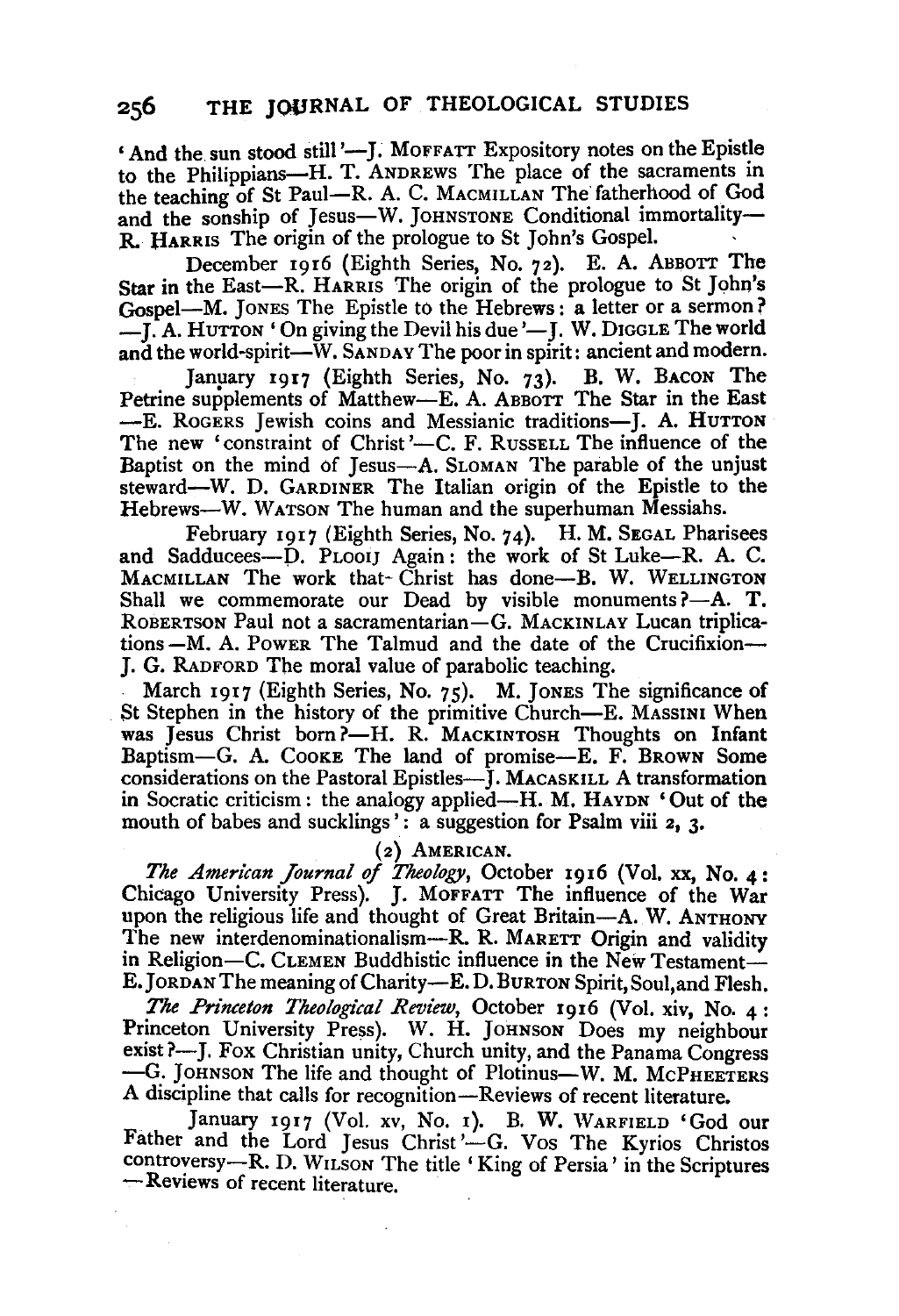'And the sun stood still'—J. MOFFATT Expository notes on the Epistle to the Philippians—H. T. ANDREWS The place of the sacraments in the teaching of St Paul—R. A. C. MACMILLAN The fatherhood of God and the sonship of Jesus—W. JOHNSTONE Conditional immortality—R. HARRIS The origin of the prologue to St John's Gospel.

December 1916 (Eighth Series, No. 72). E. A. ABBOTT The Star in the East—R. HARRIS The origin of the prologue to St John's Gospel—M. JONES The Epistle to the Hebrews: a letter or a sermon? —J. A. HUTTON 'On giving the Devil his due'—J. W. DIGGLE The world and the world-spirit—W. SANDAY The poor in spirit: ancient and modern.

January 1917 (Eighth Series, No. 73). B. W. BACON The Petrine supplements of Matthew—E. A. ABBOTT The Star in the East—E. ROGERS Jewish coins and Messianic traditions—J. A. HUTTON The new 'constraint of Christ'—C. F. RUSSELL The influence of the Baptist on the mind of Jesus—A. SLOMAN The parable of the unjust steward—W. D. GARDINER The Italian origin of the Epistle to the Hebrews—W. WATSON The human and the superhuman Messiahs.

February 1917 (Eighth Series, No. 74). H. M. SEGAL Pharisees and Sadducees—D. PLOOIJ Again: the work of St Luke—R. A. C. MACMILLAN The work that Christ has done—B. W. WELLINGTON Shall we commemorate our Dead by visible monuments?—A. T. ROBERTSON Paul not a sacramentarian—G. MACKINLAY Lucan triplications—M. A. POWER The Talmud and the date of the Crucifixion—J. G. RADFORD The moral value of parabolic teaching.

March 1917 (Eighth Series, No. 75). M. JONES The significance of St Stephen in the history of the primitive Church—E. MASSINI When was Jesus Christ born?—H. R. MACKINTOSH Thoughts on Infant Baptism—G. A. COOKE The land of promise—E. F. BROWN Some considerations on the Pastoral Epistles—J. MACASKILL A transformation in Socratic criticism: the analogy applied—H. M. HAYDN 'Out of the mouth of babes and sucklings': a suggestion for Psalm viii 2, 3.

(2) AMERICAN.

*The American Journal of Theology*, October 1916 (Vol. xx, No. 4: Chicago University Press). J. MOFFATT The influence of the War upon the religious life and thought of Great Britain—A. W. ANTHONY The new interdenominationalism—R. R. MARETT Origin and validity in Religion—C. CLEMEN Buddhistic influence in the New Testament—E. JORDAN The meaning of Charity—E. D. BURTON Spirit, Soul, and Flesh.

*The Princeton Theological Review*, October 1916 (Vol. xiv, No. 4: Princeton University Press). W. H. JOHNSON Does my neighbour exist?—J. FOX Christian unity, Church unity, and the Panama Congress—G. JOHNSON The life and thought of Plotinus—W. M. MCPHEETERS A discipline that calls for recognition—Reviews of recent literature.

January 1917 (Vol. xv, No. 1). B. W. WARFIELD 'God our Father and the Lord Jesus Christ'—G. VOS The Kyrios Christos controversy—R. D. WILSON The title 'King of Persia' in the Scriptures—Reviews of recent literature.